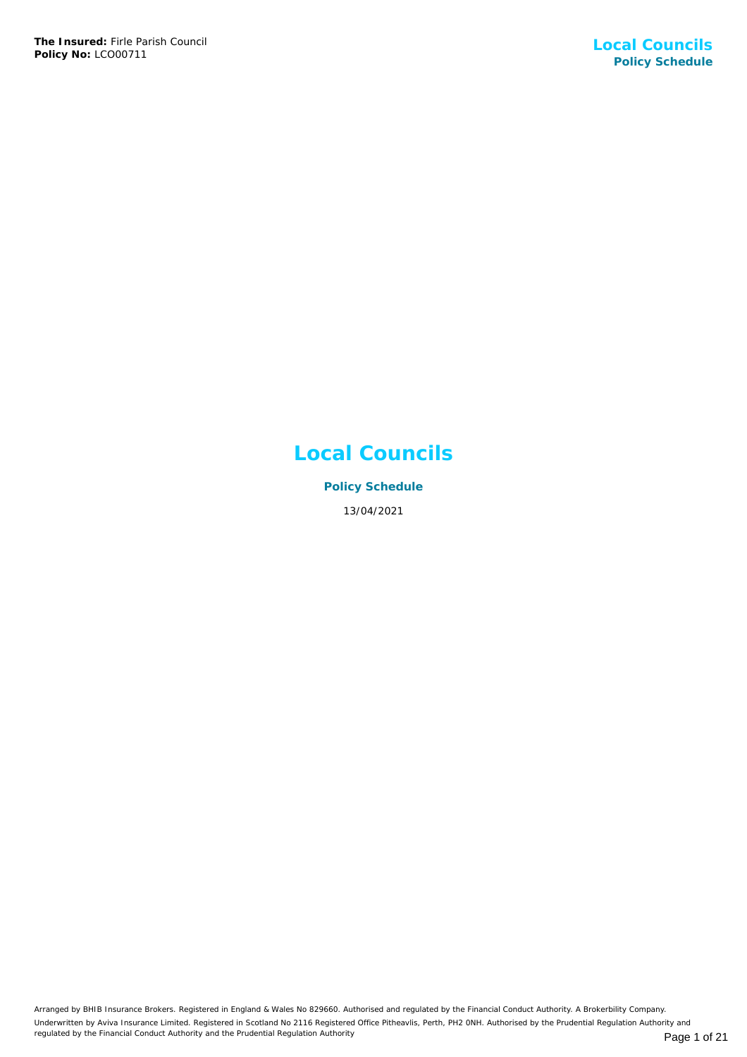# Local Councils

**Policy Schedule**

13/04/2021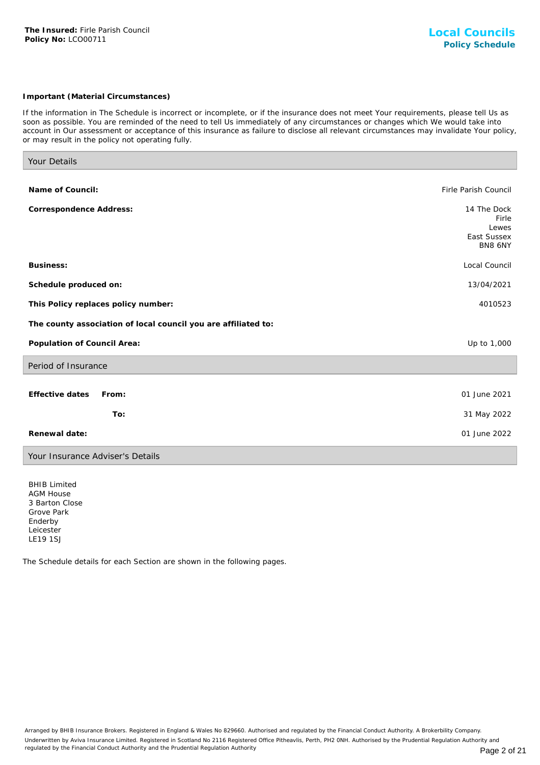**The Insured:** Firle Parish Council
**Policy No:** LCO00711

# Local Councils
## Policy Schedule

**Important (Material Circumstances)**

If the information in The Schedule is incorrect or incomplete, or if the insurance does not meet Your requirements, please tell Us as soon as possible. You are reminded of the need to tell Us immediately of any circumstances or changes which We would take into account in Our assessment or acceptance of this insurance as failure to disclose all relevant circumstances may invalidate Your policy, or may result in the policy not operating fully.

### Your Details

| | |
|---|---|
| **Name of Council:** | Firle Parish Council |
| **Correspondence Address:** | 14 The Dock<br>Firle<br>Lewes<br>East Sussex<br>BN8 6NY |
| **Business:** | Local Council |
| **Schedule produced on:** | 13/04/2021 |
| **This Policy replaces policy number:** | 4010523 |
| **The county association of local council you are affiliated to:** | |
| **Population of Council Area:** | Up to 1,000 |

### Period of Insurance

| | | |
|---|---|---|
| **Effective dates** | **From:** | 01 June 2021 |
| | **To:** | 31 May 2022 |
| **Renewal date:** | | 01 June 2022 |

### Your Insurance Adviser's Details

BHIB Limited
AGM House
3 Barton Close
Grove Park
Enderby
Leicester
LE19 1SJ

The Schedule details for each Section are shown in the following pages.

Arranged by BHIB Insurance Brokers. Registered in England & Wales No 829660. Authorised and regulated by the Financial Conduct Authority. A Brokerbility Company.
Underwritten by Aviva Insurance Limited. Registered in Scotland No 2116 Registered Office Pitheavlis, Perth, PH2 0NH. Authorised by the Prudential Regulation Authority and regulated by the Financial Conduct Authority and the Prudential Regulation Authority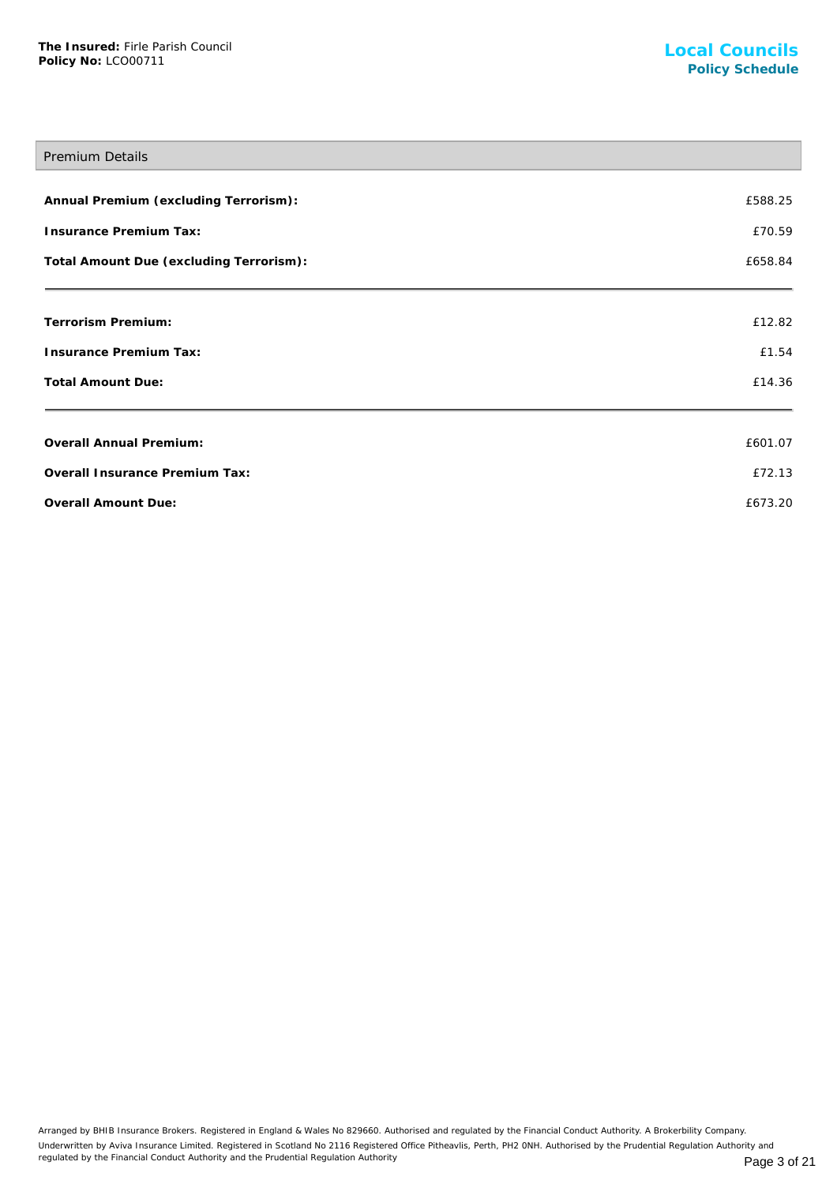## Premium Details

| | |
|---|---|
| **Annual Premium (excluding Terrorism):** | £588.25 |
| **Insurance Premium Tax:** | £70.59 |
| **Total Amount Due (excluding Terrorism):** | £658.84 |

| | |
|---|---|
| **Terrorism Premium:** | £12.82 |
| **Insurance Premium Tax:** | £1.54 |
| **Total Amount Due:** | £14.36 |

| | |
|---|---|
| **Overall Annual Premium:** | £601.07 |
| **Overall Insurance Premium Tax:** | £72.13 |
| **Overall Amount Due:** | £673.20 |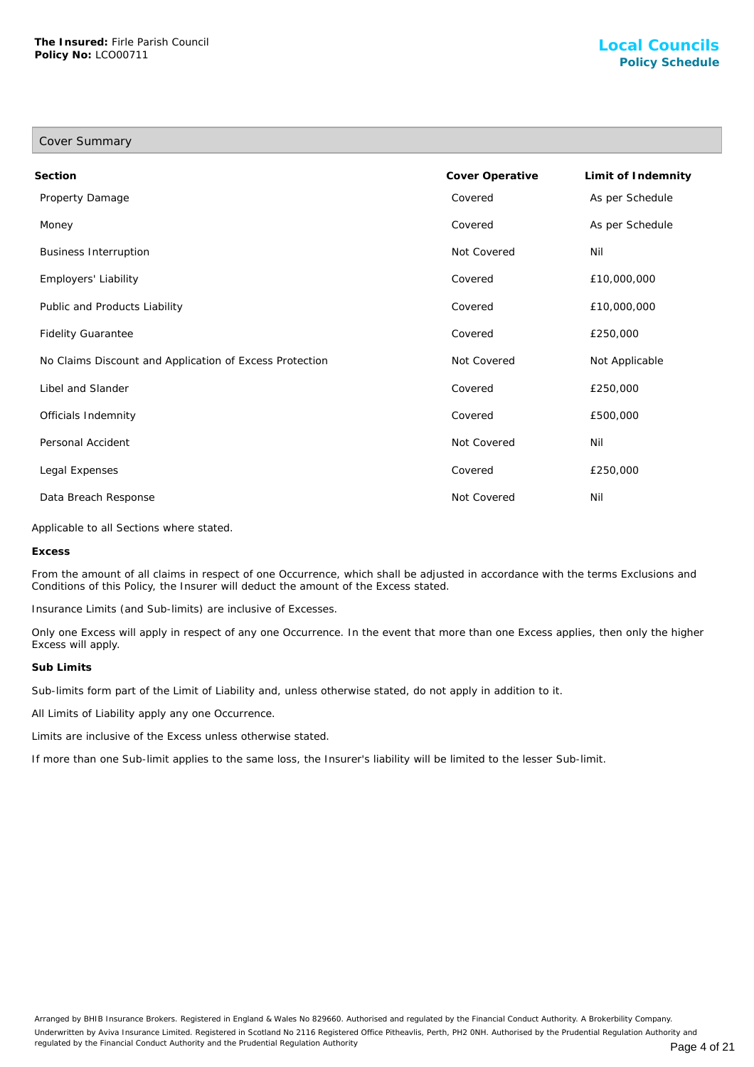## Cover Summary

| Section | Cover Operative | Limit of Indemnity |
|---|---|---|
| Property Damage | Covered | As per Schedule |
| Money | Covered | As per Schedule |
| Business Interruption | Not Covered | Nil |
| Employers' Liability | Covered | £10,000,000 |
| Public and Products Liability | Covered | £10,000,000 |
| Fidelity Guarantee | Covered | £250,000 |
| No Claims Discount and Application of Excess Protection | Not Covered | Not Applicable |
| Libel and Slander | Covered | £250,000 |
| Officials Indemnity | Covered | £500,000 |
| Personal Accident | Not Covered | Nil |
| Legal Expenses | Covered | £250,000 |
| Data Breach Response | Not Covered | Nil |

Applicable to all Sections where stated.

**Excess**

From the amount of all claims in respect of one Occurrence, which shall be adjusted in accordance with the terms Exclusions and Conditions of this Policy, the Insurer will deduct the amount of the Excess stated.

Insurance Limits (and Sub-limits) are inclusive of Excesses.

Only one Excess will apply in respect of any one Occurrence. In the event that more than one Excess applies, then only the higher Excess will apply.

**Sub Limits**

Sub-limits form part of the Limit of Liability and, unless otherwise stated, do not apply in addition to it.

All Limits of Liability apply any one Occurrence.

Limits are inclusive of the Excess unless otherwise stated.

If more than one Sub-limit applies to the same loss, the Insurer's liability will be limited to the lesser Sub-limit.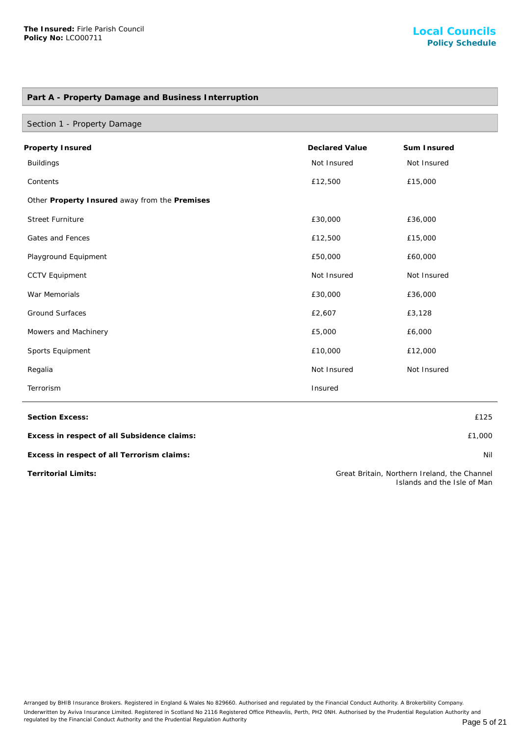**The Insured:** Firle Parish Council
**Policy No:** LCO00711

## Local Councils
### Policy Schedule

## Part A - Property Damage and Business Interruption

### Section 1 - Property Damage

| **Property Insured** | **Declared Value** | **Sum Insured** |
|---|---|---|
| Buildings | Not Insured | Not Insured |
| Contents | £12,500 | £15,000 |
| Other **Property Insured** away from the **Premises** | | |
| Street Furniture | £30,000 | £36,000 |
| Gates and Fences | £12,500 | £15,000 |
| Playground Equipment | £50,000 | £60,000 |
| CCTV Equipment | Not Insured | Not Insured |
| War Memorials | £30,000 | £36,000 |
| Ground Surfaces | £2,607 | £3,128 |
| Mowers and Machinery | £5,000 | £6,000 |
| Sports Equipment | £10,000 | £12,000 |
| Regalia | Not Insured | Not Insured |
| Terrorism | Insured | |

| | |
|---|---|
| **Section Excess:** | £125 |
| **Excess in respect of all Subsidence claims:** | £1,000 |
| **Excess in respect of all Terrorism claims:** | Nil |
| **Territorial Limits:** | Great Britain, Northern Ireland, the Channel Islands and the Isle of Man |

Arranged by BHIB Insurance Brokers. Registered in England & Wales No 829660. Authorised and regulated by the Financial Conduct Authority. A Brokerbility Company.
Underwritten by Aviva Insurance Limited. Registered in Scotland No 2116 Registered Office Pitheavlis, Perth, PH2 0NH. Authorised by the Prudential Regulation Authority and regulated by the Financial Conduct Authority and the Prudential Regulation Authority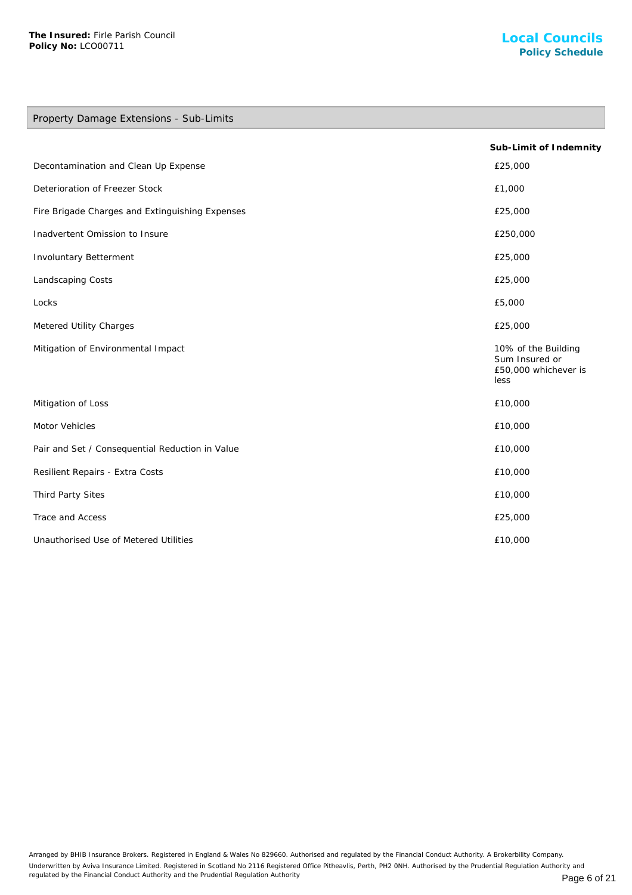## Property Damage Extensions - Sub-Limits

| | Sub-Limit of Indemnity |
|---|---|
| Decontamination and Clean Up Expense | £25,000 |
| Deterioration of Freezer Stock | £1,000 |
| Fire Brigade Charges and Extinguishing Expenses | £25,000 |
| Inadvertent Omission to Insure | £250,000 |
| Involuntary Betterment | £25,000 |
| Landscaping Costs | £25,000 |
| Locks | £5,000 |
| Metered Utility Charges | £25,000 |
| Mitigation of Environmental Impact | 10% of the Building Sum Insured or £50,000 whichever is less |
| Mitigation of Loss | £10,000 |
| Motor Vehicles | £10,000 |
| Pair and Set / Consequential Reduction in Value | £10,000 |
| Resilient Repairs - Extra Costs | £10,000 |
| Third Party Sites | £10,000 |
| Trace and Access | £25,000 |
| Unauthorised Use of Metered Utilities | £10,000 |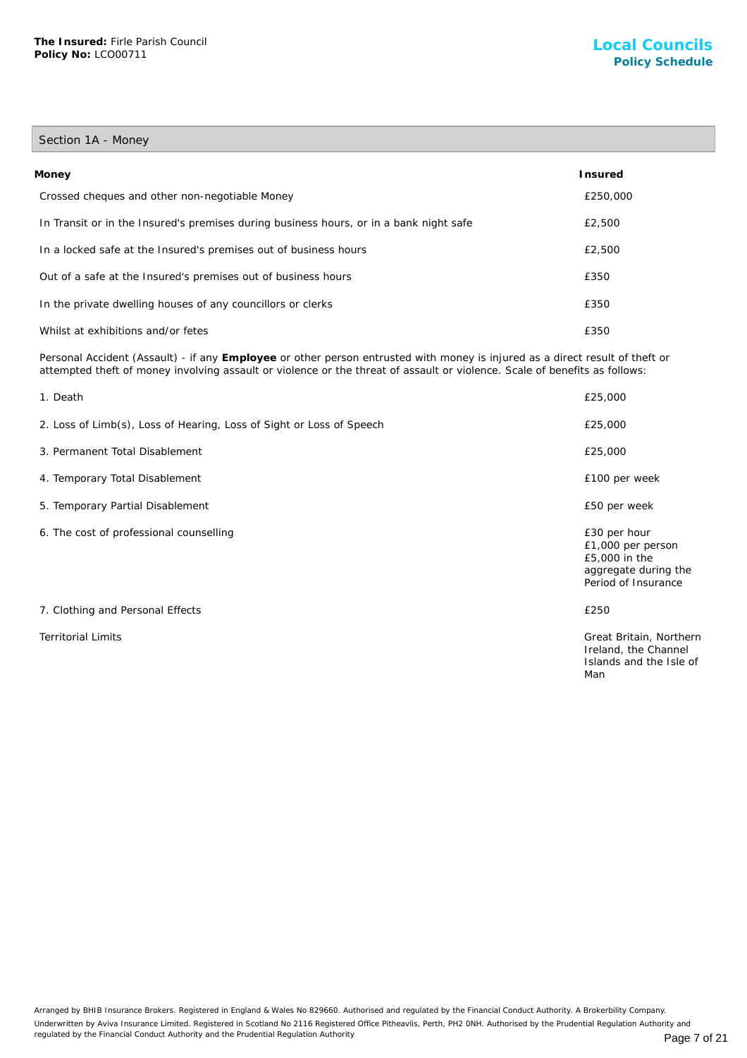## Section 1A - Money

| Money | Insured |
|---|---|
| Crossed cheques and other non-negotiable Money | £250,000 |
| In Transit or in the Insured's premises during business hours, or in a bank night safe | £2,500 |
| In a locked safe at the Insured's premises out of business hours | £2,500 |
| Out of a safe at the Insured's premises out of business hours | £350 |
| In the private dwelling houses of any councillors or clerks | £350 |
| Whilst at exhibitions and/or fetes | £350 |

Personal Accident (Assault) - if any **Employee** or other person entrusted with money is injured as a direct result of theft or attempted theft of money involving assault or violence or the threat of assault or violence. Scale of benefits as follows:

| | |
|---|---|
| 1. Death | £25,000 |
| 2. Loss of Limb(s), Loss of Hearing, Loss of Sight or Loss of Speech | £25,000 |
| 3. Permanent Total Disablement | £25,000 |
| 4. Temporary Total Disablement | £100 per week |
| 5. Temporary Partial Disablement | £50 per week |
| 6. The cost of professional counselling | £30 per hour £1,000 per person £5,000 in the aggregate during the Period of Insurance |
| 7. Clothing and Personal Effects | £250 |
| Territorial Limits | Great Britain, Northern Ireland, the Channel Islands and the Isle of Man |

Arranged by BHIB Insurance Brokers. Registered in England & Wales No 829660. Authorised and regulated by the Financial Conduct Authority. A Brokerbility Company.
Underwritten by Aviva Insurance Limited. Registered in Scotland No 2116 Registered Office Pitheavlis, Perth, PH2 0NH. Authorised by the Prudential Regulation Authority and regulated by the Financial Conduct Authority and the Prudential Regulation Authority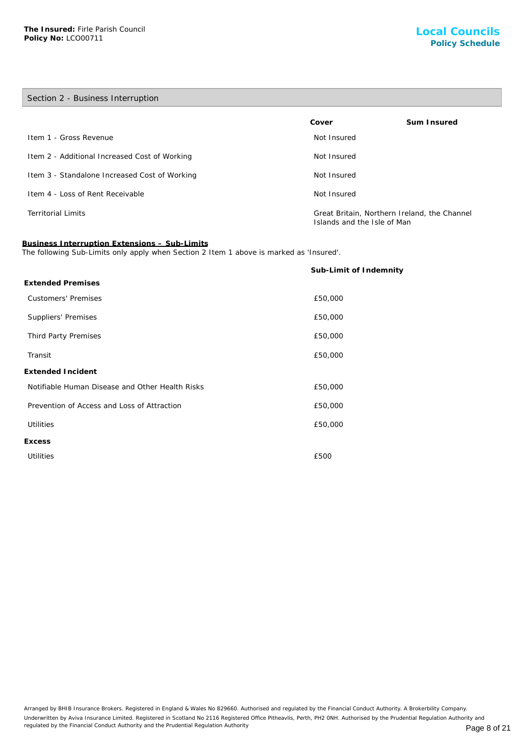**The Insured:** Firle Parish Council
**Policy No:** LCO00711

## Section 2 - Business Interruption

| | Cover | Sum Insured |
|---|---|---|
| Item 1 - Gross Revenue | Not Insured | |
| Item 2 - Additional Increased Cost of Working | Not Insured | |
| Item 3 - Standalone Increased Cost of Working | Not Insured | |
| Item 4 - Loss of Rent Receivable | Not Insured | |
| Territorial Limits | Great Britain, Northern Ireland, the Channel Islands and the Isle of Man | |

**Business Interruption Extensions – Sub-Limits**

The following Sub-Limits only apply when Section 2 Item 1 above is marked as 'Insured'.

| | Sub-Limit of Indemnity |
|---|---|
| **Extended Premises** | |
| Customers' Premises | £50,000 |
| Suppliers' Premises | £50,000 |
| Third Party Premises | £50,000 |
| Transit | £50,000 |
| **Extended Incident** | |
| Notifiable Human Disease and Other Health Risks | £50,000 |
| Prevention of Access and Loss of Attraction | £50,000 |
| Utilities | £50,000 |
| **Excess** | |
| Utilities | £500 |

Arranged by BHIB Insurance Brokers. Registered in England & Wales No 829660. Authorised and regulated by the Financial Conduct Authority. A Brokerbility Company.
Underwritten by Aviva Insurance Limited. Registered in Scotland No 2116 Registered Office Pitheavlis, Perth, PH2 0NH. Authorised by the Prudential Regulation Authority and regulated by the Financial Conduct Authority and the Prudential Regulation Authority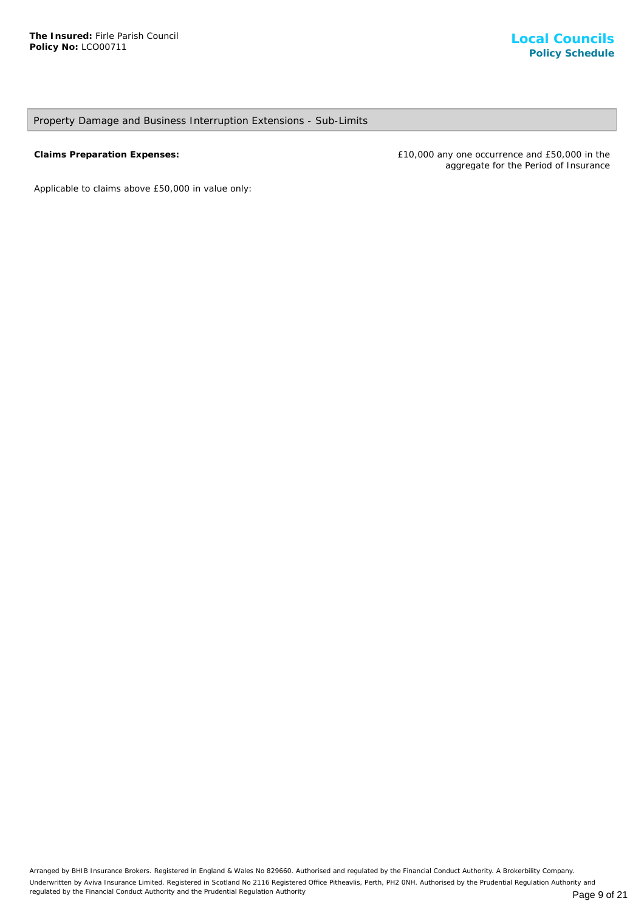## Property Damage and Business Interruption Extensions - Sub-Limits

| | |
|---|---|
| **Claims Preparation Expenses:** | £10,000 any one occurrence and £50,000 in the aggregate for the Period of Insurance |

Applicable to claims above £50,000 in value only: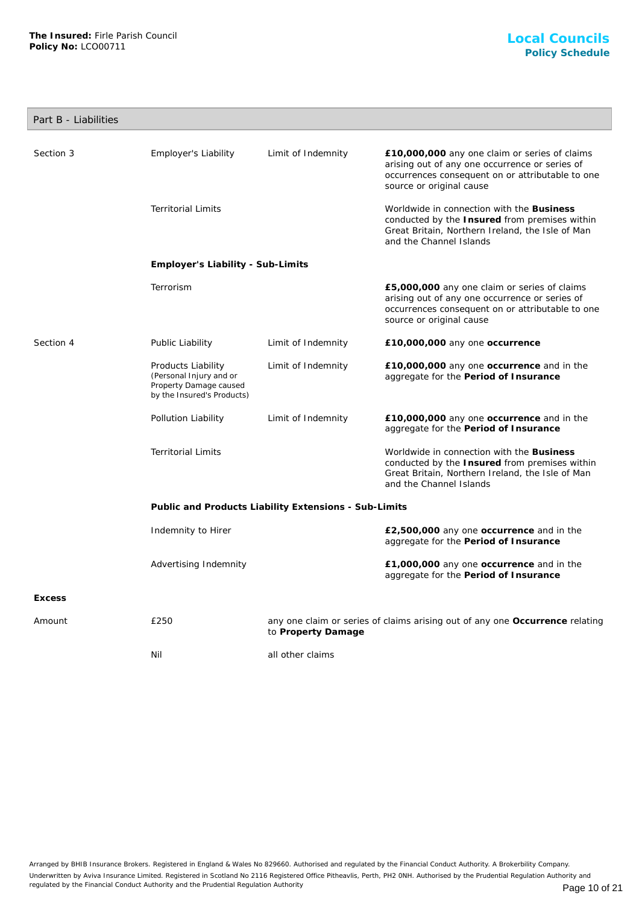## Part B - Liabilities

| | | | |
|---|---|---|---|
| Section 3 | Employer's Liability | Limit of Indemnity | **£10,000,000** any one claim or series of claims arising out of any one occurrence or series of occurrences consequent on or attributable to one source or original cause |
| | Territorial Limits | | Worldwide in connection with the **Business** conducted by the **Insured** from premises within Great Britain, Northern Ireland, the Isle of Man and the Channel Islands |
| | **Employer's Liability - Sub-Limits** | | |
| | Terrorism | | **£5,000,000** any one claim or series of claims arising out of any one occurrence or series of occurrences consequent on or attributable to one source or original cause |
| Section 4 | Public Liability | Limit of Indemnity | **£10,000,000** any one **occurrence** |
| | Products Liability (Personal Injury and or Property Damage caused by the Insured's Products) | Limit of Indemnity | **£10,000,000** any one **occurrence** and in the aggregate for the **Period of Insurance** |
| | Pollution Liability | Limit of Indemnity | **£10,000,000** any one **occurrence** and in the aggregate for the **Period of Insurance** |
| | Territorial Limits | | Worldwide in connection with the **Business** conducted by the **Insured** from premises within Great Britain, Northern Ireland, the Isle of Man and the Channel Islands |
| | **Public and Products Liability Extensions - Sub-Limits** | | |
| | Indemnity to Hirer | | **£2,500,000** any one **occurrence** and in the aggregate for the **Period of Insurance** |
| | Advertising Indemnity | | **£1,000,000** any one **occurrence** and in the aggregate for the **Period of Insurance** |

**Excess**

| | | |
|---|---|---|
| Amount | £250 | any one claim or series of claims arising out of any one **Occurrence** relating to **Property Damage** |
| | Nil | all other claims |

Arranged by BHIB Insurance Brokers. Registered in England & Wales No 829660. Authorised and regulated by the Financial Conduct Authority. A Brokerbility Company.

Underwritten by Aviva Insurance Limited. Registered in Scotland No 2116 Registered Office Pitheavlis, Perth, PH2 0NH. Authorised by the Prudential Regulation Authority and regulated by the Financial Conduct Authority and the Prudential Regulation Authority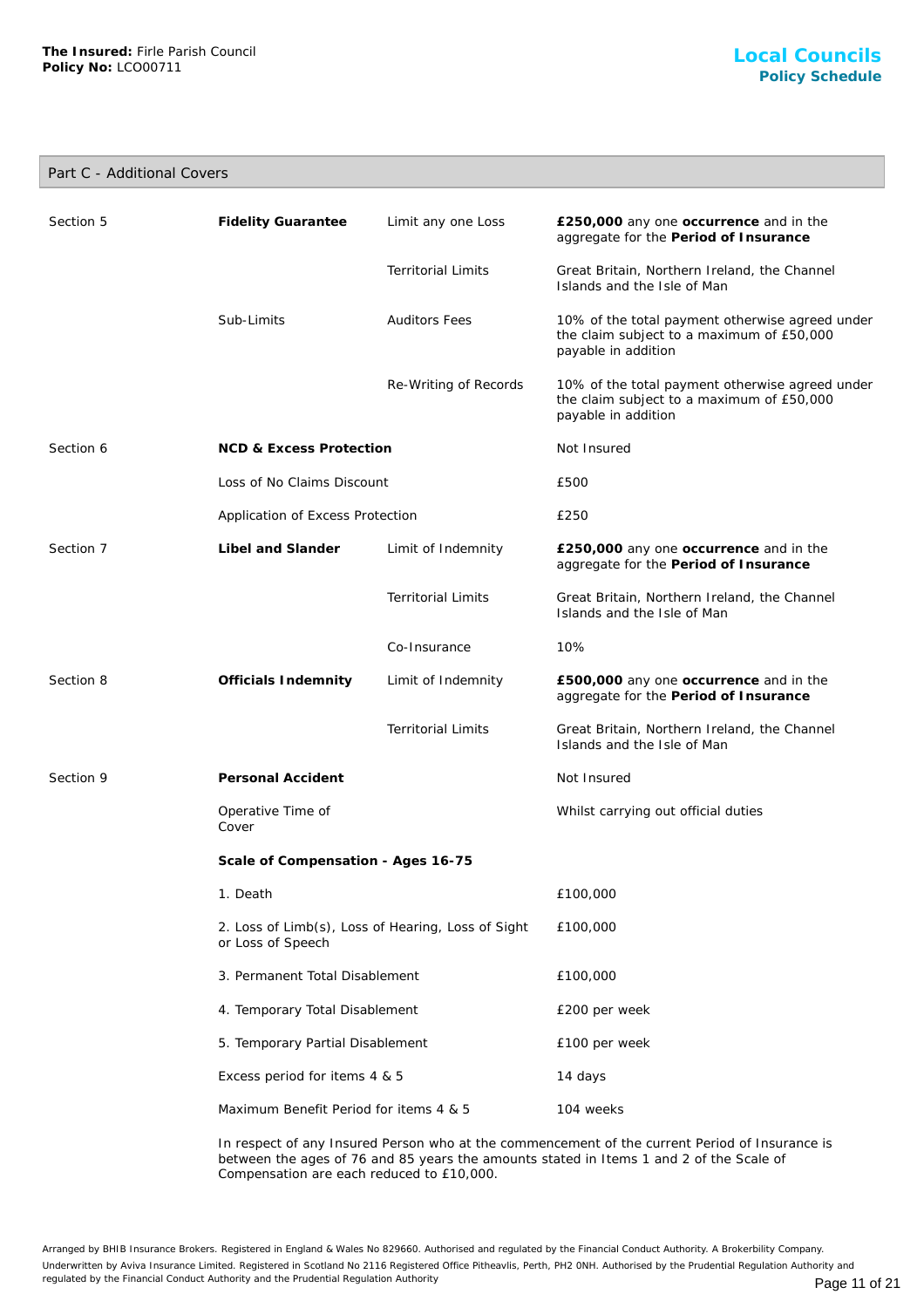## Part C - Additional Covers

| Section | Cover | Item | Details |
|---|---|---|---|
| Section 5 | **Fidelity Guarantee** | Limit any one Loss | **£250,000** any one **occurrence** and in the aggregate for the **Period of Insurance** |
| | | Territorial Limits | Great Britain, Northern Ireland, the Channel Islands and the Isle of Man |
| | Sub-Limits | Auditors Fees | 10% of the total payment otherwise agreed under the claim subject to a maximum of £50,000 payable in addition |
| | | Re-Writing of Records | 10% of the total payment otherwise agreed under the claim subject to a maximum of £50,000 payable in addition |
| Section 6 | **NCD & Excess Protection** | | Not Insured |
| | Loss of No Claims Discount | | £500 |
| | Application of Excess Protection | | £250 |
| Section 7 | **Libel and Slander** | Limit of Indemnity | **£250,000** any one **occurrence** and in the aggregate for the **Period of Insurance** |
| | | Territorial Limits | Great Britain, Northern Ireland, the Channel Islands and the Isle of Man |
| | | Co-Insurance | 10% |
| Section 8 | **Officials Indemnity** | Limit of Indemnity | **£500,000** any one **occurrence** and in the aggregate for the **Period of Insurance** |
| | | Territorial Limits | Great Britain, Northern Ireland, the Channel Islands and the Isle of Man |
| Section 9 | **Personal Accident** | | Not Insured |
| | Operative Time of Cover | | Whilst carrying out official duties |
| | **Scale of Compensation - Ages 16-75** | | |
| | 1. Death | | £100,000 |
| | 2. Loss of Limb(s), Loss of Hearing, Loss of Sight or Loss of Speech | | £100,000 |
| | 3. Permanent Total Disablement | | £100,000 |
| | 4. Temporary Total Disablement | | £200 per week |
| | 5. Temporary Partial Disablement | | £100 per week |
| | Excess period for items 4 & 5 | | 14 days |
| | Maximum Benefit Period for items 4 & 5 | | 104 weeks |

In respect of any Insured Person who at the commencement of the current Period of Insurance is between the ages of 76 and 85 years the amounts stated in Items 1 and 2 of the Scale of Compensation are each reduced to £10,000.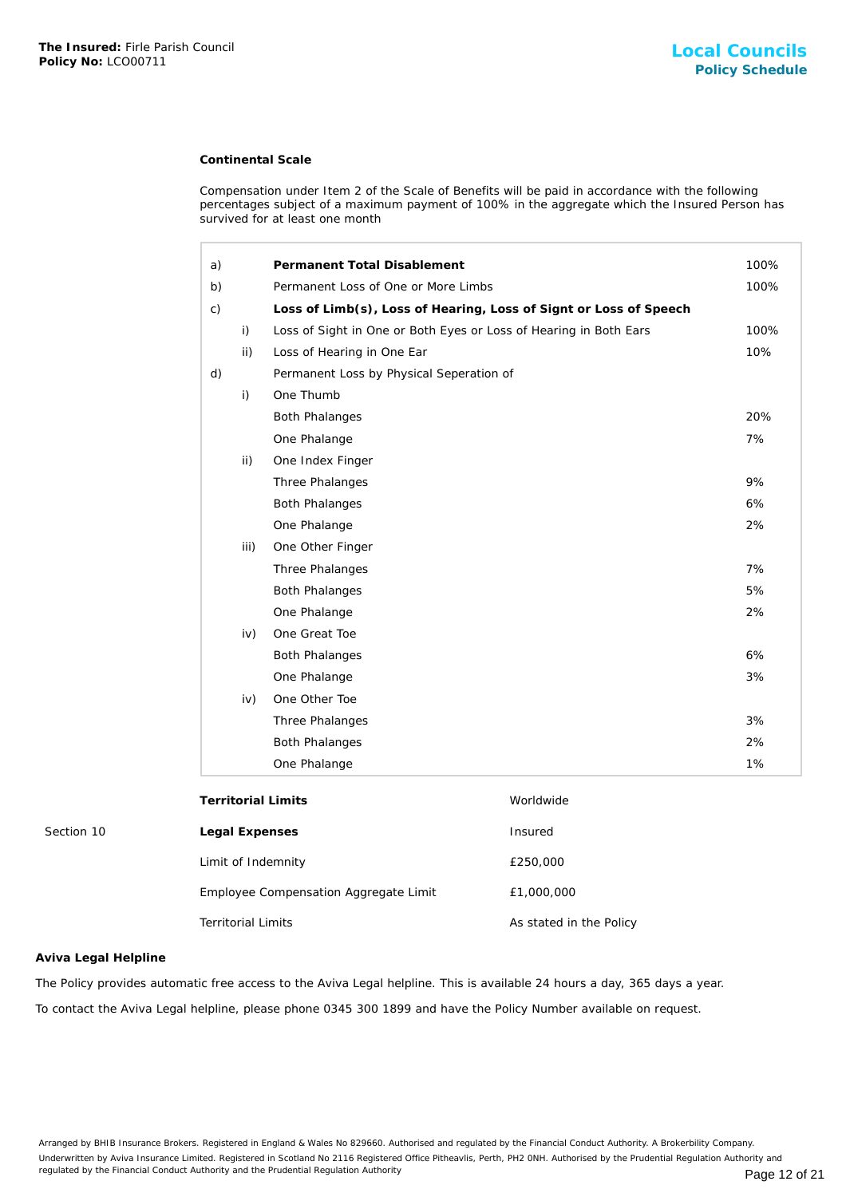**Continental Scale**

Compensation under Item 2 of the Scale of Benefits will be paid in accordance with the following percentages subject of a maximum payment of 100% in the aggregate which the Insured Person has survived for at least one month

| | | | |
|---|---|---|---|
| a) | | **Permanent Total Disablement** | 100% |
| b) | | Permanent Loss of One or More Limbs | 100% |
| c) | | **Loss of Limb(s), Loss of Hearing, Loss of Signt or Loss of Speech** | |
| | i) | Loss of Sight in One or Both Eyes or Loss of Hearing in Both Ears | 100% |
| | ii) | Loss of Hearing in One Ear | 10% |
| d) | | Permanent Loss by Physical Seperation of | |
| | i) | One Thumb | |
| | | Both Phalanges | 20% |
| | | One Phalange | 7% |
| | ii) | One Index Finger | |
| | | Three Phalanges | 9% |
| | | Both Phalanges | 6% |
| | | One Phalange | 2% |
| | iii) | One Other Finger | |
| | | Three Phalanges | 7% |
| | | Both Phalanges | 5% |
| | | One Phalange | 2% |
| | iv) | One Great Toe | |
| | | Both Phalanges | 6% |
| | | One Phalange | 3% |
| | iv) | One Other Toe | |
| | | Three Phalanges | 3% |
| | | Both Phalanges | 2% |
| | | One Phalange | 1% |

| | | |
|---|---|---|
| | **Territorial Limits** | Worldwide |
| Section 10 | **Legal Expenses** | Insured |
| | Limit of Indemnity | £250,000 |
| | Employee Compensation Aggregate Limit | £1,000,000 |
| | Territorial Limits | As stated in the Policy |

**Aviva Legal Helpline**

The Policy provides automatic free access to the Aviva Legal helpline. This is available 24 hours a day, 365 days a year.

To contact the Aviva Legal helpline, please phone 0345 300 1899 and have the Policy Number available on request.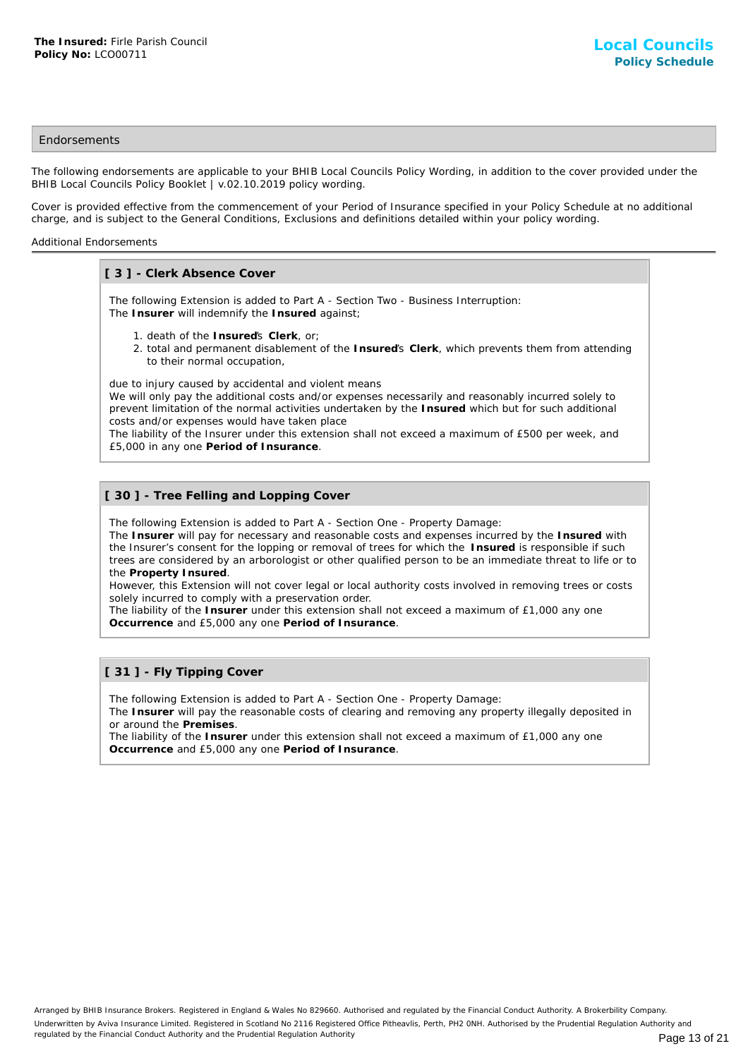## Endorsements

The following endorsements are applicable to your BHIB Local Councils Policy Wording, in addition to the cover provided under the BHIB Local Councils Policy Booklet | v.02.10.2019 policy wording.

Cover is provided effective from the commencement of your Period of Insurance specified in your Policy Schedule at no additional charge, and is subject to the General Conditions, Exclusions and definitions detailed within your policy wording.

### Additional Endorsements

#### [ 3 ] - Clerk Absence Cover

The following Extension is added to Part A - Section Two - Business Interruption:
The **Insurer** will indemnify the **Insured** against;

1. death of the **Insured**'s **Clerk**, or;
2. total and permanent disablement of the **Insured**'s **Clerk**, which prevents them from attending to their normal occupation,

due to injury caused by accidental and violent means
We will only pay the additional costs and/or expenses necessarily and reasonably incurred solely to prevent limitation of the normal activities undertaken by the **Insured** which but for such additional costs and/or expenses would have taken place
The liability of the Insurer under this extension shall not exceed a maximum of £500 per week, and £5,000 in any one **Period of Insurance**.

#### [ 30 ] - Tree Felling and Lopping Cover

The following Extension is added to Part A - Section One - Property Damage:
The **Insurer** will pay for necessary and reasonable costs and expenses incurred by the **Insured** with the Insurer's consent for the lopping or removal of trees for which the **Insured** is responsible if such trees are considered by an arborologist or other qualified person to be an immediate threat to life or to the **Property Insured**.
However, this Extension will not cover legal or local authority costs involved in removing trees or costs solely incurred to comply with a preservation order.
The liability of the **Insurer** under this extension shall not exceed a maximum of £1,000 any one **Occurrence** and £5,000 any one **Period of Insurance**.

#### [ 31 ] - Fly Tipping Cover

The following Extension is added to Part A - Section One - Property Damage:
The **Insurer** will pay the reasonable costs of clearing and removing any property illegally deposited in or around the **Premises**.
The liability of the **Insurer** under this extension shall not exceed a maximum of £1,000 any one **Occurrence** and £5,000 any one **Period of Insurance**.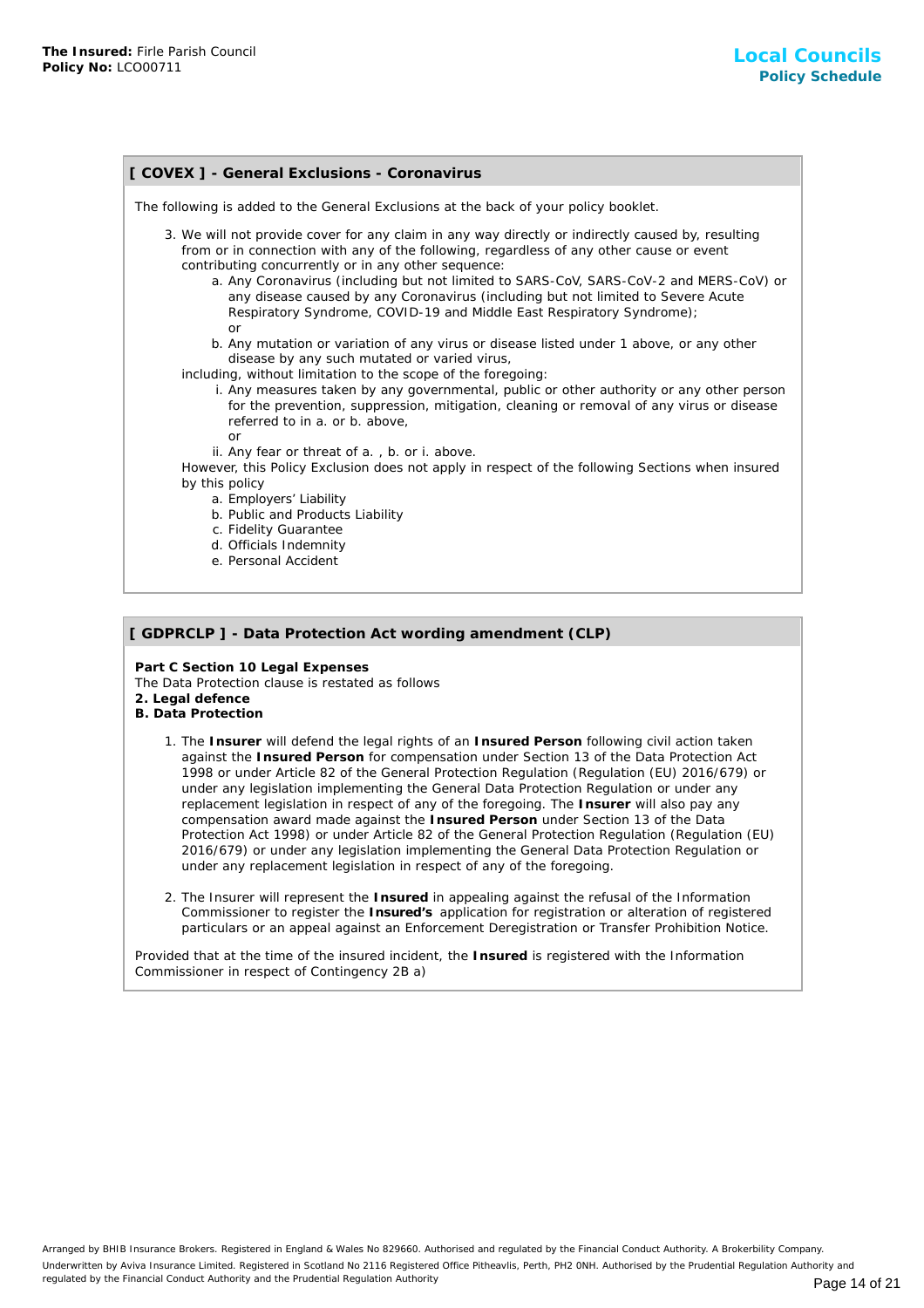## [ COVEX ] - General Exclusions - Coronavirus

The following is added to the General Exclusions at the back of your policy booklet.

3. We will not provide cover for any claim in any way directly or indirectly caused by, resulting from or in connection with any of the following, regardless of any other cause or event contributing concurrently or in any other sequence:
    a. Any Coronavirus (including but not limited to SARS-CoV, SARS-CoV-2 and MERS-CoV) or any disease caused by any Coronavirus (including but not limited to Severe Acute Respiratory Syndrome, COVID-19 and Middle East Respiratory Syndrome);
    or
    b. Any mutation or variation of any virus or disease listed under 1 above, or any other disease by any such mutated or varied virus,

    including, without limitation to the scope of the foregoing:
    i. Any measures taken by any governmental, public or other authority or any other person for the prevention, suppression, mitigation, cleaning or removal of any virus or disease referred to in a. or b. above,
    or
    ii. Any fear or threat of a. , b. or i. above.

    However, this Policy Exclusion does not apply in respect of the following Sections when insured by this policy
    a. Employers' Liability
    b. Public and Products Liability
    c. Fidelity Guarantee
    d. Officials Indemnity
    e. Personal Accident

## [ GDPRCLP ] - Data Protection Act wording amendment (CLP)

**Part C Section 10 Legal Expenses**
The Data Protection clause is restated as follows
**2. Legal defence**
**B. Data Protection**

1. The **Insurer** will defend the legal rights of an **Insured Person** following civil action taken against the **Insured Person** for compensation under Section 13 of the Data Protection Act 1998 or under Article 82 of the General Protection Regulation (Regulation (EU) 2016/679) or under any legislation implementing the General Data Protection Regulation or under any replacement legislation in respect of any of the foregoing. The **Insurer** will also pay any compensation award made against the **Insured Person** under Section 13 of the Data Protection Act 1998) or under Article 82 of the General Protection Regulation (Regulation (EU) 2016/679) or under any legislation implementing the General Data Protection Regulation or under any replacement legislation in respect of any of the foregoing.

2. The Insurer will represent the **Insured** in appealing against the refusal of the Information Commissioner to register the **Insured's** application for registration or alteration of registered particulars or an appeal against an Enforcement Deregistration or Transfer Prohibition Notice.

Provided that at the time of the insured incident, the **Insured** is registered with the Information Commissioner in respect of Contingency 2B a)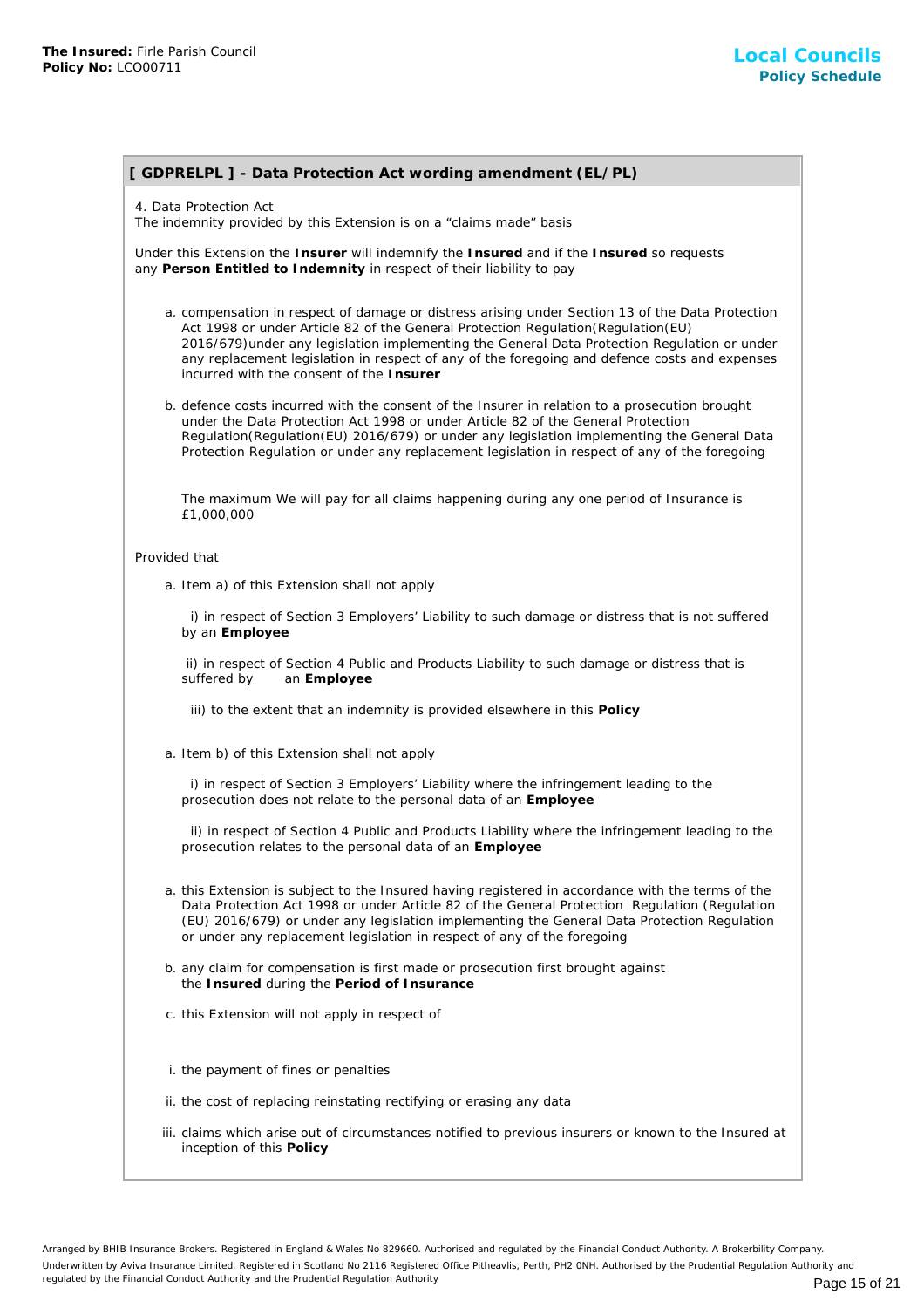## [ GDPRELPL ] - Data Protection Act wording amendment (EL/PL)

4. Data Protection Act
The indemnity provided by this Extension is on a "claims made" basis

Under this Extension the **Insurer** will indemnify the **Insured** and if the **Insured** so requests any **Person Entitled to Indemnity** in respect of their liability to pay

a. compensation in respect of damage or distress arising under Section 13 of the Data Protection Act 1998 or under Article 82 of the General Protection Regulation(Regulation(EU) 2016/679)under any legislation implementing the General Data Protection Regulation or under any replacement legislation in respect of any of the foregoing and defence costs and expenses incurred with the consent of the **Insurer**

b. defence costs incurred with the consent of the Insurer in relation to a prosecution brought under the Data Protection Act 1998 or under Article 82 of the General Protection Regulation(Regulation(EU) 2016/679) or under any legislation implementing the General Data Protection Regulation or under any replacement legislation in respect of any of the foregoing

The maximum We will pay for all claims happening during any one period of Insurance is £1,000,000

Provided that

a. Item a) of this Extension shall not apply

i) in respect of Section 3 Employers' Liability to such damage or distress that is not suffered by an **Employee**

ii) in respect of Section 4 Public and Products Liability to such damage or distress that is suffered by an **Employee**

iii) to the extent that an indemnity is provided elsewhere in this **Policy**

a. Item b) of this Extension shall not apply

i) in respect of Section 3 Employers' Liability where the infringement leading to the prosecution does not relate to the personal data of an **Employee**

ii) in respect of Section 4 Public and Products Liability where the infringement leading to the prosecution relates to the personal data of an **Employee**

a. this Extension is subject to the Insured having registered in accordance with the terms of the Data Protection Act 1998 or under Article 82 of the General Protection Regulation (Regulation (EU) 2016/679) or under any legislation implementing the General Data Protection Regulation or under any replacement legislation in respect of any of the foregoing

b. any claim for compensation is first made or prosecution first brought against the **Insured** during the **Period of Insurance**

c. this Extension will not apply in respect of

i. the payment of fines or penalties

ii. the cost of replacing reinstating rectifying or erasing any data

iii. claims which arise out of circumstances notified to previous insurers or known to the Insured at inception of this **Policy**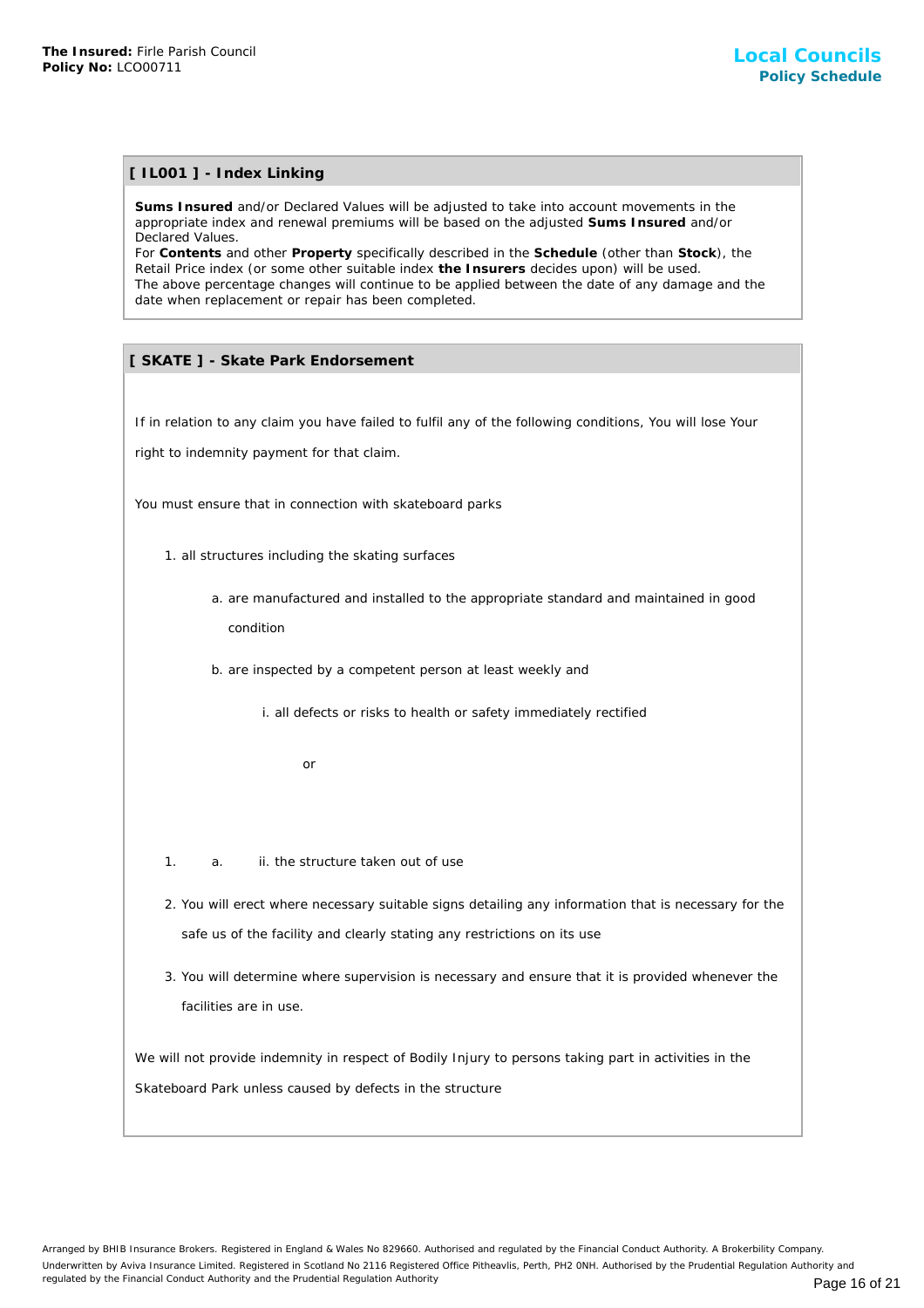## [ IL001 ] - Index Linking

**Sums Insured** and/or Declared Values will be adjusted to take into account movements in the appropriate index and renewal premiums will be based on the adjusted **Sums Insured** and/or Declared Values.
For **Contents** and other **Property** specifically described in the **Schedule** (other than **Stock**), the Retail Price index (or some other suitable index **the Insurers** decides upon) will be used.
The above percentage changes will continue to be applied between the date of any damage and the date when replacement or repair has been completed.

## [ SKATE ] - Skate Park Endorsement

If in relation to any claim you have failed to fulfil any of the following conditions, You will lose Your right to indemnity payment for that claim.

You must ensure that in connection with skateboard parks

1. all structures including the skating surfaces
   a. are manufactured and installed to the appropriate standard and maintained in good condition
   b. are inspected by a competent person at least weekly and
      i. all defects or risks to health or safety immediately rectified

         or

1. a. ii. the structure taken out of use

2. You will erect where necessary suitable signs detailing any information that is necessary for the safe us of the facility and clearly stating any restrictions on its use
3. You will determine where supervision is necessary and ensure that it is provided whenever the facilities are in use.

We will not provide indemnity in respect of Bodily Injury to persons taking part in activities in the Skateboard Park unless caused by defects in the structure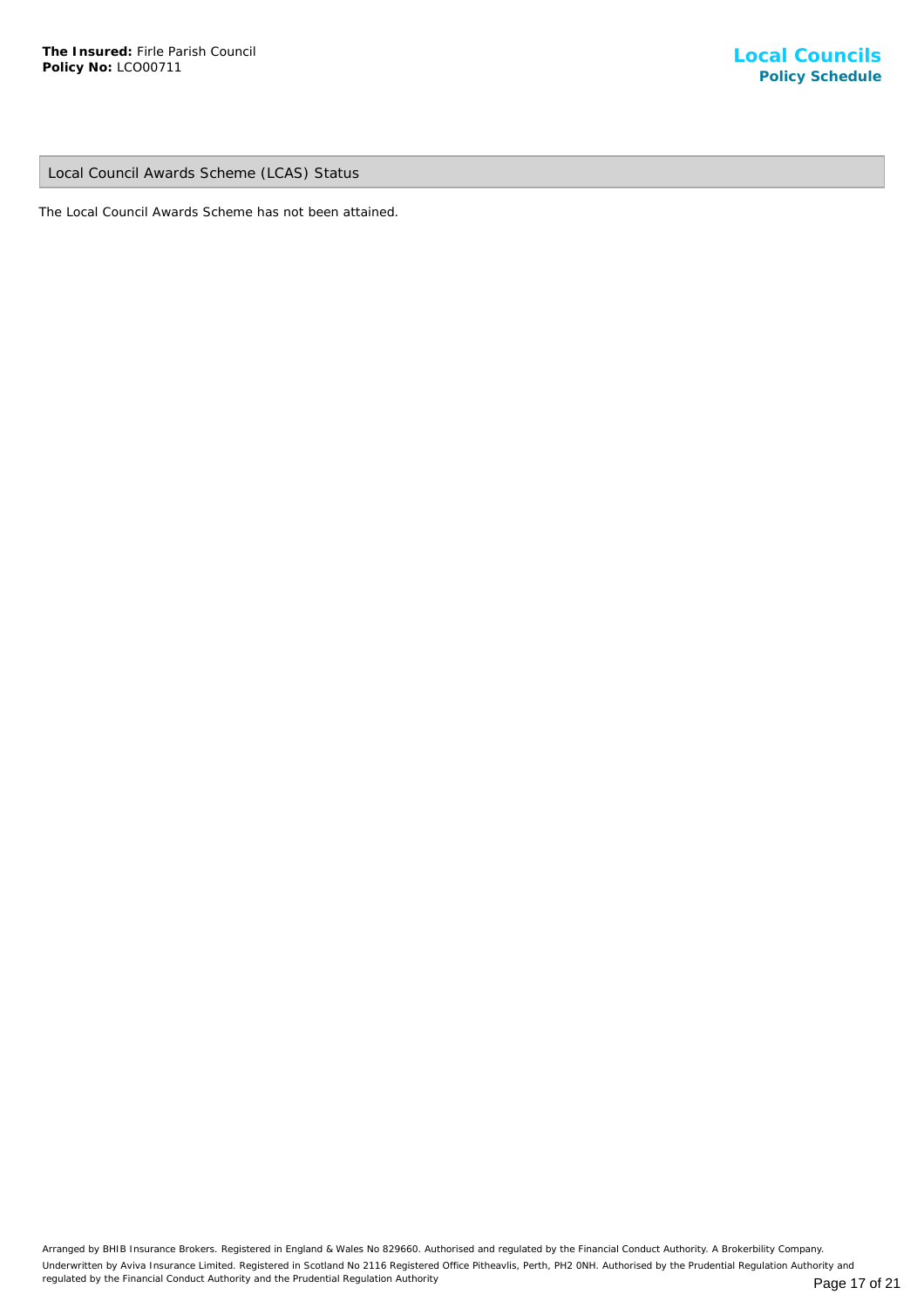## Local Council Awards Scheme (LCAS) Status

The Local Council Awards Scheme has not been attained.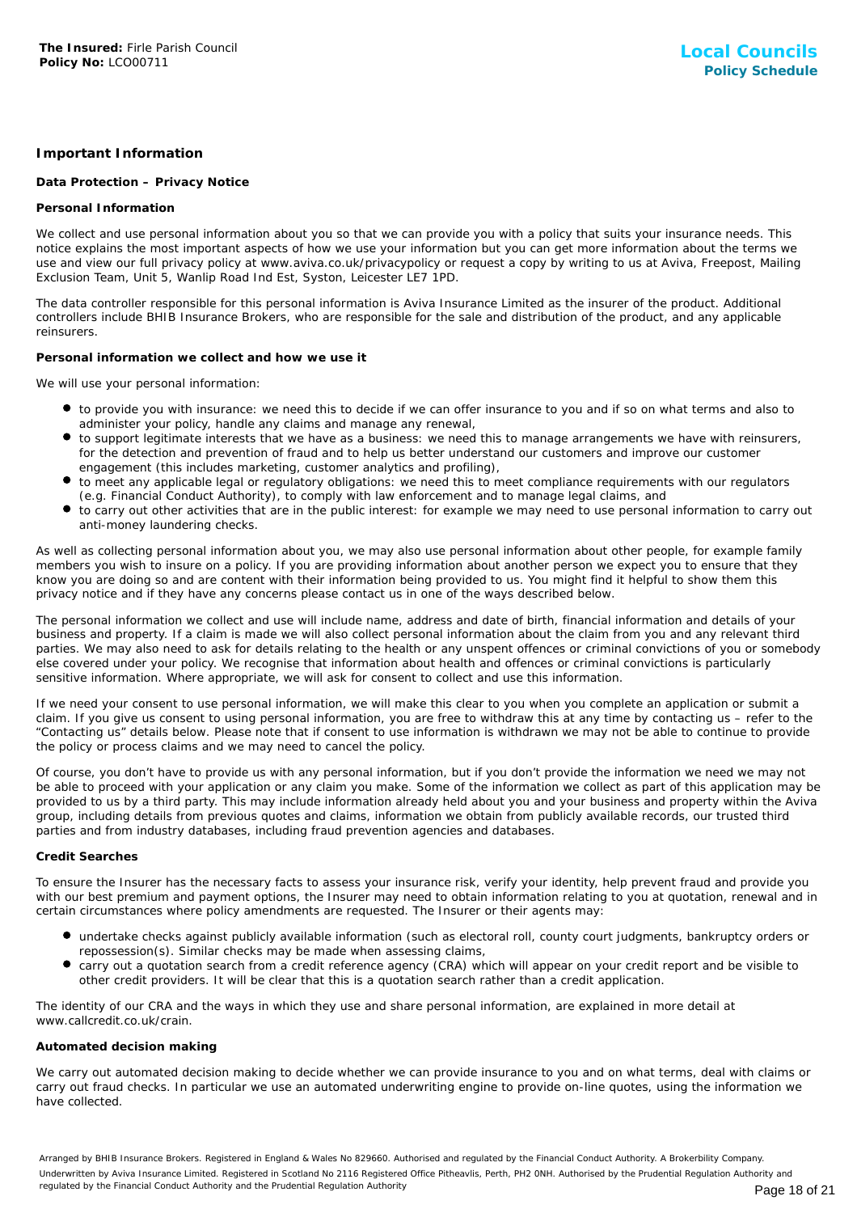## Important Information

### Data Protection – Privacy Notice

#### Personal Information

We collect and use personal information about you so that we can provide you with a policy that suits your insurance needs. This notice explains the most important aspects of how we use your information but you can get more information about the terms we use and view our full privacy policy at www.aviva.co.uk/privacypolicy or request a copy by writing to us at Aviva, Freepost, Mailing Exclusion Team, Unit 5, Wanlip Road Ind Est, Syston, Leicester LE7 1PD.

The data controller responsible for this personal information is Aviva Insurance Limited as the insurer of the product. Additional controllers include BHIB Insurance Brokers, who are responsible for the sale and distribution of the product, and any applicable reinsurers.

#### Personal information we collect and how we use it

We will use your personal information:

- to provide you with insurance: we need this to decide if we can offer insurance to you and if so on what terms and also to administer your policy, handle any claims and manage any renewal,
- to support legitimate interests that we have as a business: we need this to manage arrangements we have with reinsurers, for the detection and prevention of fraud and to help us better understand our customers and improve our customer engagement (this includes marketing, customer analytics and profiling),
- to meet any applicable legal or regulatory obligations: we need this to meet compliance requirements with our regulators (e.g. Financial Conduct Authority), to comply with law enforcement and to manage legal claims, and
- to carry out other activities that are in the public interest: for example we may need to use personal information to carry out anti-money laundering checks.

As well as collecting personal information about you, we may also use personal information about other people, for example family members you wish to insure on a policy. If you are providing information about another person we expect you to ensure that they know you are doing so and are content with their information being provided to us. You might find it helpful to show them this privacy notice and if they have any concerns please contact us in one of the ways described below.

The personal information we collect and use will include name, address and date of birth, financial information and details of your business and property. If a claim is made we will also collect personal information about the claim from you and any relevant third parties. We may also need to ask for details relating to the health or any unspent offences or criminal convictions of you or somebody else covered under your policy. We recognise that information about health and offences or criminal convictions is particularly sensitive information. Where appropriate, we will ask for consent to collect and use this information.

If we need your consent to use personal information, we will make this clear to you when you complete an application or submit a claim. If you give us consent to using personal information, you are free to withdraw this at any time by contacting us – refer to the "Contacting us" details below. Please note that if consent to use information is withdrawn we may not be able to continue to provide the policy or process claims and we may need to cancel the policy.

Of course, you don't have to provide us with any personal information, but if you don't provide the information we need we may not be able to proceed with your application or any claim you make. Some of the information we collect as part of this application may be provided to us by a third party. This may include information already held about you and your business and property within the Aviva group, including details from previous quotes and claims, information we obtain from publicly available records, our trusted third parties and from industry databases, including fraud prevention agencies and databases.

#### Credit Searches

To ensure the Insurer has the necessary facts to assess your insurance risk, verify your identity, help prevent fraud and provide you with our best premium and payment options, the Insurer may need to obtain information relating to you at quotation, renewal and in certain circumstances where policy amendments are requested. The Insurer or their agents may:

- undertake checks against publicly available information (such as electoral roll, county court judgments, bankruptcy orders or repossession(s). Similar checks may be made when assessing claims,
- carry out a quotation search from a credit reference agency (CRA) which will appear on your credit report and be visible to other credit providers. It will be clear that this is a quotation search rather than a credit application.

The identity of our CRA and the ways in which they use and share personal information, are explained in more detail at www.callcredit.co.uk/crain.

#### Automated decision making

We carry out automated decision making to decide whether we can provide insurance to you and on what terms, deal with claims or carry out fraud checks. In particular we use an automated underwriting engine to provide on-line quotes, using the information we have collected.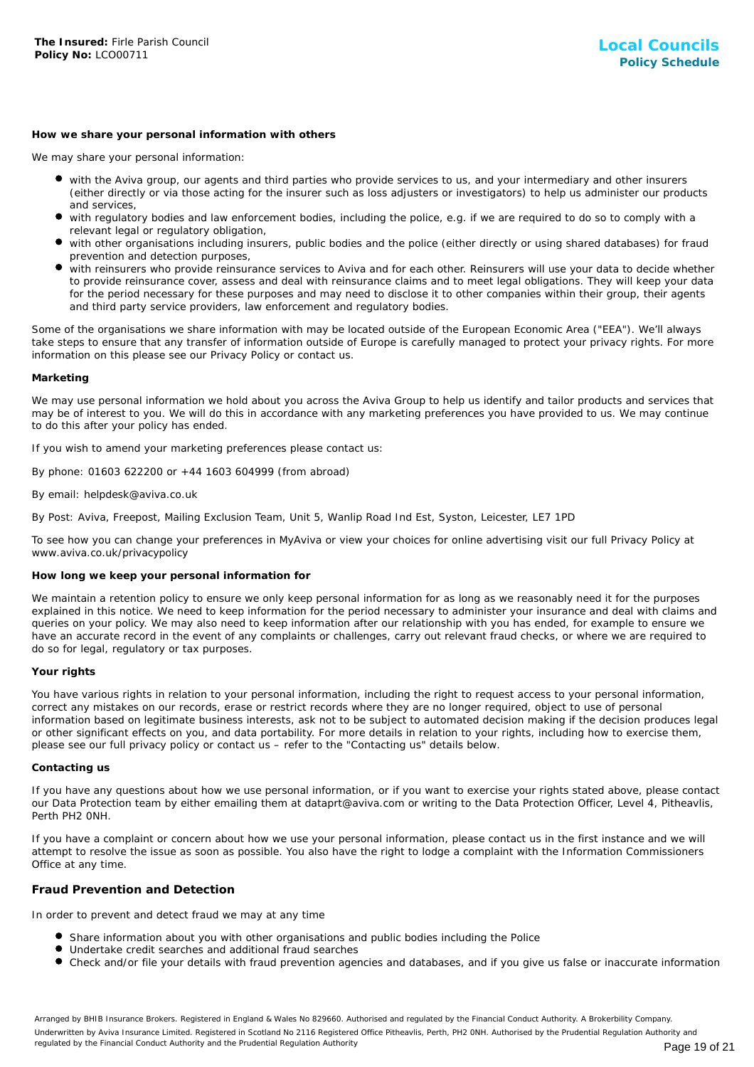**How we share your personal information with others**

We may share your personal information:

- with the Aviva group, our agents and third parties who provide services to us, and your intermediary and other insurers (either directly or via those acting for the insurer such as loss adjusters or investigators) to help us administer our products and services,
- with regulatory bodies and law enforcement bodies, including the police, e.g. if we are required to do so to comply with a relevant legal or regulatory obligation,
- with other organisations including insurers, public bodies and the police (either directly or using shared databases) for fraud prevention and detection purposes,
- with reinsurers who provide reinsurance services to Aviva and for each other. Reinsurers will use your data to decide whether to provide reinsurance cover, assess and deal with reinsurance claims and to meet legal obligations. They will keep your data for the period necessary for these purposes and may need to disclose it to other companies within their group, their agents and third party service providers, law enforcement and regulatory bodies.

Some of the organisations we share information with may be located outside of the European Economic Area ("EEA"). We'll always take steps to ensure that any transfer of information outside of Europe is carefully managed to protect your privacy rights. For more information on this please see our Privacy Policy or contact us.

**Marketing**

We may use personal information we hold about you across the Aviva Group to help us identify and tailor products and services that may be of interest to you. We will do this in accordance with any marketing preferences you have provided to us. We may continue to do this after your policy has ended.

If you wish to amend your marketing preferences please contact us:

By phone: 01603 622200 or +44 1603 604999 (from abroad)

By email: helpdesk@aviva.co.uk

By Post: Aviva, Freepost, Mailing Exclusion Team, Unit 5, Wanlip Road Ind Est, Syston, Leicester, LE7 1PD

To see how you can change your preferences in MyAviva or view your choices for online advertising visit our full Privacy Policy at www.aviva.co.uk/privacypolicy

**How long we keep your personal information for**

We maintain a retention policy to ensure we only keep personal information for as long as we reasonably need it for the purposes explained in this notice. We need to keep information for the period necessary to administer your insurance and deal with claims and queries on your policy. We may also need to keep information after our relationship with you has ended, for example to ensure we have an accurate record in the event of any complaints or challenges, carry out relevant fraud checks, or where we are required to do so for legal, regulatory or tax purposes.

**Your rights**

You have various rights in relation to your personal information, including the right to request access to your personal information, correct any mistakes on our records, erase or restrict records where they are no longer required, object to use of personal information based on legitimate business interests, ask not to be subject to automated decision making if the decision produces legal or other significant effects on you, and data portability. For more details in relation to your rights, including how to exercise them, please see our full privacy policy or contact us – refer to the "Contacting us" details below.

**Contacting us**

If you have any questions about how we use personal information, or if you want to exercise your rights stated above, please contact our Data Protection team by either emailing them at dataprt@aviva.com or writing to the Data Protection Officer, Level 4, Pitheavlis, Perth PH2 0NH.

If you have a complaint or concern about how we use your personal information, please contact us in the first instance and we will attempt to resolve the issue as soon as possible. You also have the right to lodge a complaint with the Information Commissioners Office at any time.

## Fraud Prevention and Detection

In order to prevent and detect fraud we may at any time

- Share information about you with other organisations and public bodies including the Police
- Undertake credit searches and additional fraud searches
- Check and/or file your details with fraud prevention agencies and databases, and if you give us false or inaccurate information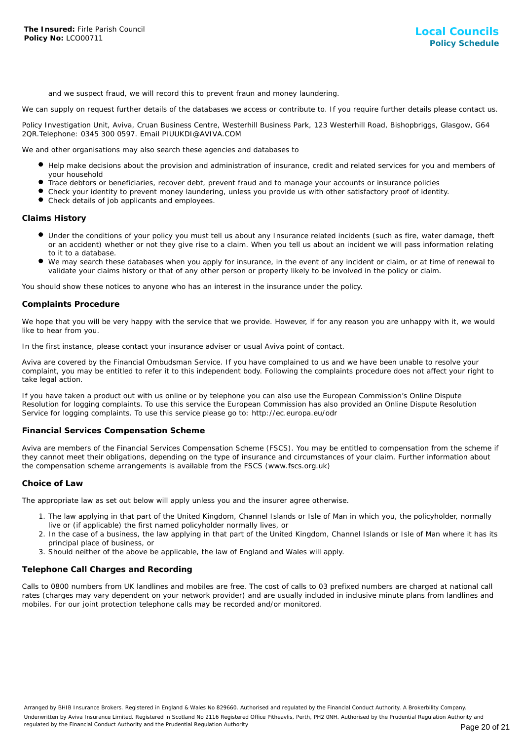and we suspect fraud, we will record this to prevent fraun and money laundering.

We can supply on request further details of the databases we access or contribute to. If you require further details please contact us.

Policy Investigation Unit, Aviva, Cruan Business Centre, Westerhill Business Park, 123 Westerhill Road, Bishopbriggs, Glasgow, G64 2QR.Telephone: 0345 300 0597. Email PIUUKDI@AVIVA.COM

We and other organisations may also search these agencies and databases to

- Help make decisions about the provision and administration of insurance, credit and related services for you and members of your household
- Trace debtors or beneficiaries, recover debt, prevent fraud and to manage your accounts or insurance policies
- Check your identity to prevent money laundering, unless you provide us with other satisfactory proof of identity.
- Check details of job applicants and employees.

### Claims History

- Under the conditions of your policy you must tell us about any Insurance related incidents (such as fire, water damage, theft or an accident) whether or not they give rise to a claim. When you tell us about an incident we will pass information relating to it to a database.
- We may search these databases when you apply for insurance, in the event of any incident or claim, or at time of renewal to validate your claims history or that of any other person or property likely to be involved in the policy or claim.

You should show these notices to anyone who has an interest in the insurance under the policy.

### Complaints Procedure

We hope that you will be very happy with the service that we provide. However, if for any reason you are unhappy with it, we would like to hear from you.

In the first instance, please contact your insurance adviser or usual Aviva point of contact.

Aviva are covered by the Financial Ombudsman Service. If you have complained to us and we have been unable to resolve your complaint, you may be entitled to refer it to this independent body. Following the complaints procedure does not affect your right to take legal action.

If you have taken a product out with us online or by telephone you can also use the European Commission's Online Dispute Resolution for logging complaints. To use this service the European Commission has also provided an Online Dispute Resolution Service for logging complaints. To use this service please go to: http://ec.europa.eu/odr

### Financial Services Compensation Scheme

Aviva are members of the Financial Services Compensation Scheme (FSCS). You may be entitled to compensation from the scheme if they cannot meet their obligations, depending on the type of insurance and circumstances of your claim. Further information about the compensation scheme arrangements is available from the FSCS (www.fscs.org.uk)

### Choice of Law

The appropriate law as set out below will apply unless you and the insurer agree otherwise.

1. The law applying in that part of the United Kingdom, Channel Islands or Isle of Man in which you, the policyholder, normally live or (if applicable) the first named policyholder normally lives, or
2. In the case of a business, the law applying in that part of the United Kingdom, Channel Islands or Isle of Man where it has its principal place of business, or
3. Should neither of the above be applicable, the law of England and Wales will apply.

### Telephone Call Charges and Recording

Calls to 0800 numbers from UK landlines and mobiles are free. The cost of calls to 03 prefixed numbers are charged at national call rates (charges may vary dependent on your network provider) and are usually included in inclusive minute plans from landlines and mobiles. For our joint protection telephone calls may be recorded and/or monitored.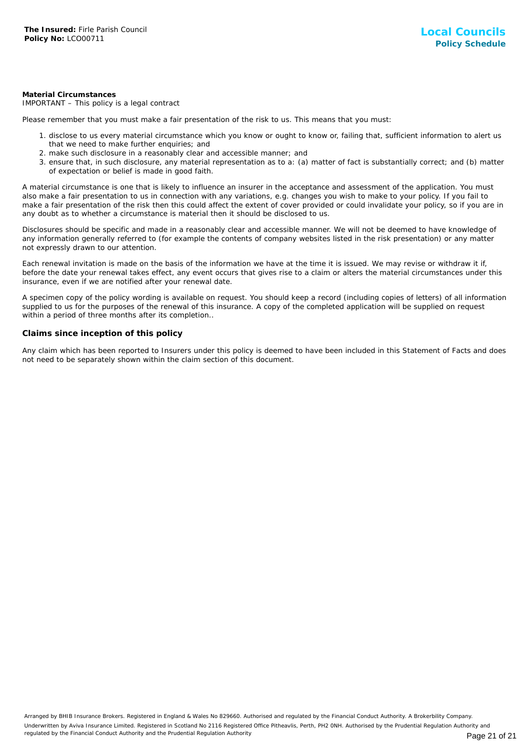**Material Circumstances**
IMPORTANT – This policy is a legal contract

Please remember that you must make a fair presentation of the risk to us. This means that you must:

1. disclose to us every material circumstance which you know or ought to know or, failing that, sufficient information to alert us that we need to make further enquiries; and
2. make such disclosure in a reasonably clear and accessible manner; and
3. ensure that, in such disclosure, any material representation as to a: (a) matter of fact is substantially correct; and (b) matter of expectation or belief is made in good faith.

A material circumstance is one that is likely to influence an insurer in the acceptance and assessment of the application. You must also make a fair presentation to us in connection with any variations, e.g. changes you wish to make to your policy. If you fail to make a fair presentation of the risk then this could affect the extent of cover provided or could invalidate your policy, so if you are in any doubt as to whether a circumstance is material then it should be disclosed to us.

Disclosures should be specific and made in a reasonably clear and accessible manner. We will not be deemed to have knowledge of any information generally referred to (for example the contents of company websites listed in the risk presentation) or any matter not expressly drawn to our attention.

Each renewal invitation is made on the basis of the information we have at the time it is issued. We may revise or withdraw it if, before the date your renewal takes effect, any event occurs that gives rise to a claim or alters the material circumstances under this insurance, even if we are notified after your renewal date.

A specimen copy of the policy wording is available on request. You should keep a record (including copies of letters) of all information supplied to us for the purposes of the renewal of this insurance. A copy of the completed application will be supplied on request within a period of three months after its completion..

## Claims since inception of this policy

Any claim which has been reported to Insurers under this policy is deemed to have been included in this Statement of Facts and does not need to be separately shown within the claim section of this document.

Arranged by BHIB Insurance Brokers. Registered in England & Wales No 829660. Authorised and regulated by the Financial Conduct Authority. A Brokerbility Company.
Underwritten by Aviva Insurance Limited. Registered in Scotland No 2116 Registered Office Pitheavlis, Perth, PH2 0NH. Authorised by the Prudential Regulation Authority and regulated by the Financial Conduct Authority and the Prudential Regulation Authority